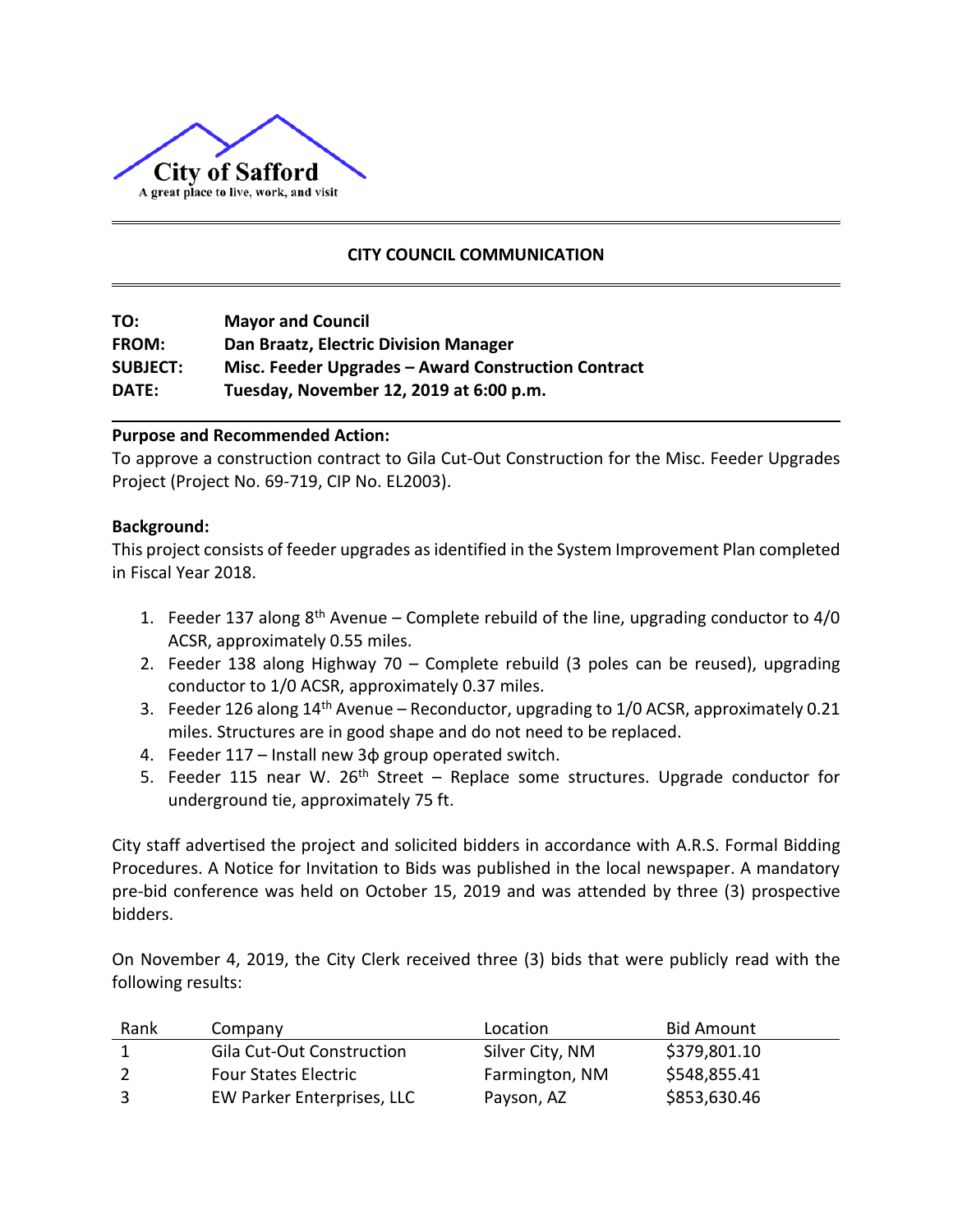City of Safford
A great place to live, work, and visit

## CITY COUNCIL COMMUNICATION

**TO:** **Mayor and Council**
**FROM:** **Dan Braatz, Electric Division Manager**
**SUBJECT:** **Misc. Feeder Upgrades – Award Construction Contract**
**DATE:** **Tuesday, November 12, 2019 at 6:00 p.m.**

**Purpose and Recommended Action:**
To approve a construction contract to Gila Cut-Out Construction for the Misc. Feeder Upgrades Project (Project No. 69-719, CIP No. EL2003).

**Background:**
This project consists of feeder upgrades as identified in the System Improvement Plan completed in Fiscal Year 2018.

1. Feeder 137 along 8th Avenue – Complete rebuild of the line, upgrading conductor to 4/0 ACSR, approximately 0.55 miles.
2. Feeder 138 along Highway 70 – Complete rebuild (3 poles can be reused), upgrading conductor to 1/0 ACSR, approximately 0.37 miles.
3. Feeder 126 along 14th Avenue – Reconductor, upgrading to 1/0 ACSR, approximately 0.21 miles. Structures are in good shape and do not need to be replaced.
4. Feeder 117 – Install new 3ϕ group operated switch.
5. Feeder 115 near W. 26th Street – Replace some structures. Upgrade conductor for underground tie, approximately 75 ft.

City staff advertised the project and solicited bidders in accordance with A.R.S. Formal Bidding Procedures. A Notice for Invitation to Bids was published in the local newspaper. A mandatory pre-bid conference was held on October 15, 2019 and was attended by three (3) prospective bidders.

On November 4, 2019, the City Clerk received three (3) bids that were publicly read with the following results:

| Rank | Company | Location | Bid Amount |
|---|---|---|---|
| 1 | Gila Cut-Out Construction | Silver City, NM | $379,801.10 |
| 2 | Four States Electric | Farmington, NM | $548,855.41 |
| 3 | EW Parker Enterprises, LLC | Payson, AZ | $853,630.46 |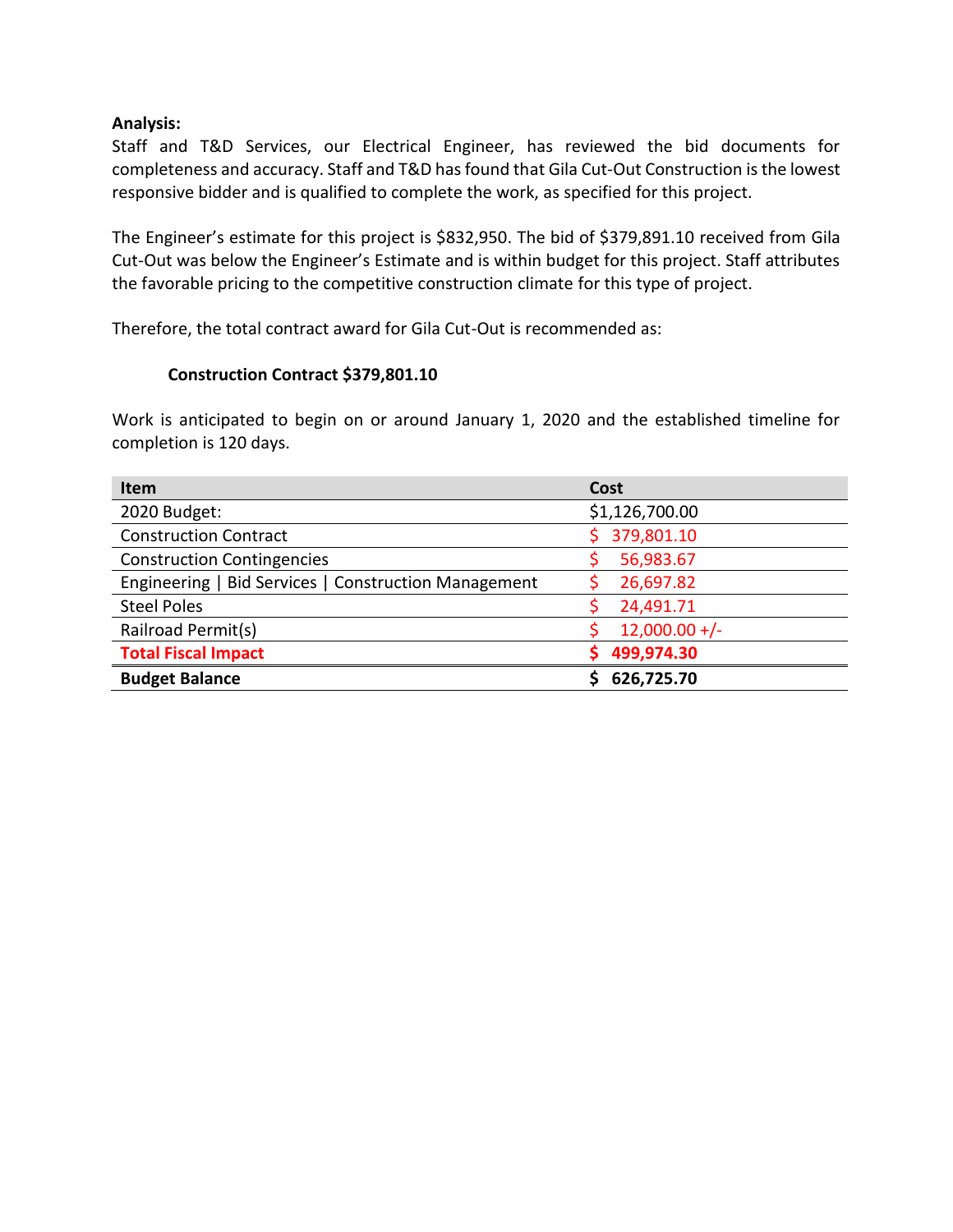**Analysis:**

Staff and T&D Services, our Electrical Engineer, has reviewed the bid documents for completeness and accuracy. Staff and T&D has found that Gila Cut-Out Construction is the lowest responsive bidder and is qualified to complete the work, as specified for this project.

The Engineer's estimate for this project is $832,950. The bid of $379,891.10 received from Gila Cut-Out was below the Engineer's Estimate and is within budget for this project. Staff attributes the favorable pricing to the competitive construction climate for this type of project.

Therefore, the total contract award for Gila Cut-Out is recommended as:

**Construction Contract $379,801.10**

Work is anticipated to begin on or around January 1, 2020 and the established timeline for completion is 120 days.

| Item | Cost |
|---|---|
| 2020 Budget: | $1,126,700.00 |
| Construction Contract | $ 379,801.10 |
| Construction Contingencies | $ 56,983.67 |
| Engineering \| Bid Services \| Construction Management | $ 26,697.82 |
| Steel Poles | $ 24,491.71 |
| Railroad Permit(s) | $ 12,000.00 +/- |
| **Total Fiscal Impact** | **$ 499,974.30** |
| **Budget Balance** | **$ 626,725.70** |